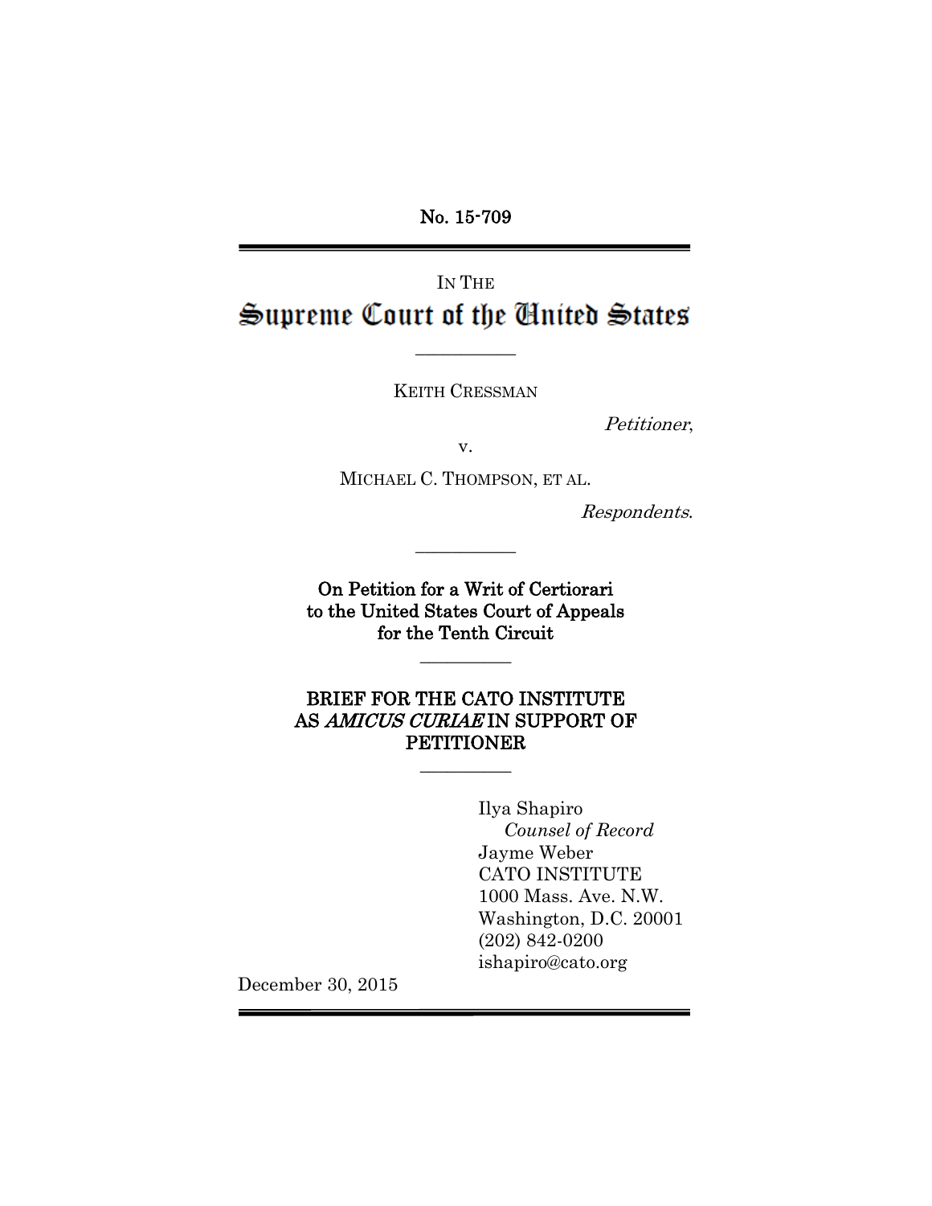No. 15-709

IN THE

# Supreme Court of the United States

---

KEITH CRESSMAN

*Petitioner*,

v.

MICHAEL C. THOMPSON, ET AL.

*Respondents*.

---

**On Petition for a Writ of Certiorari to the United States Court of Appeals for the Tenth Circuit**

---

**BRIEF FOR THE CATO INSTITUTE AS *AMICUS CURIAE* IN SUPPORT OF PETITIONER**

---

Ilya Shapiro
*Counsel of Record*
Jayme Weber
CATO INSTITUTE
1000 Mass. Ave. N.W.
Washington, D.C. 20001
(202) 842-0200
ishapiro@cato.org

December 30, 2015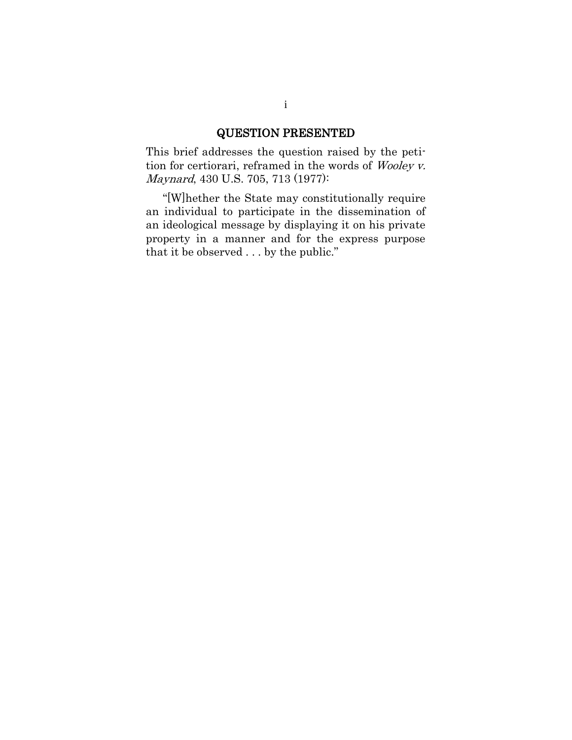## QUESTION PRESENTED

This brief addresses the question raised by the petition for certiorari, reframed in the words of *Wooley v. Maynard*, 430 U.S. 705, 713 (1977):

> "[W]hether the State may constitutionally require an individual to participate in the dissemination of an ideological message by displaying it on his private property in a manner and for the express purpose that it be observed . . . by the public."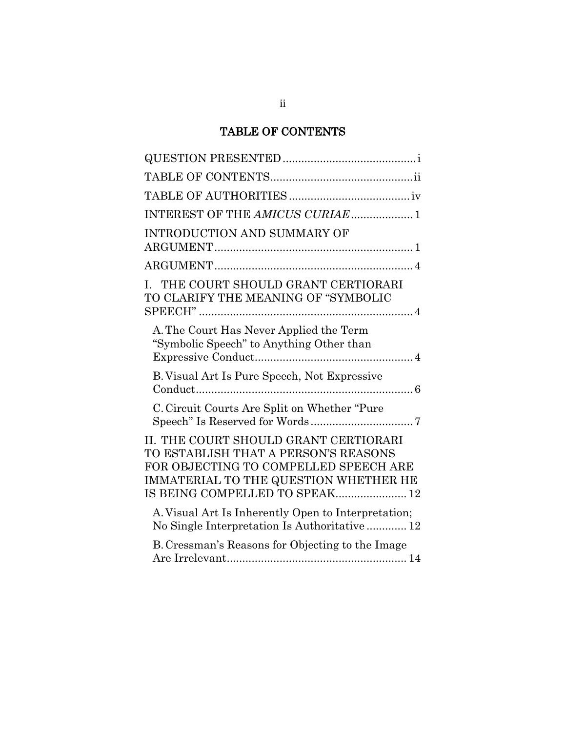# TABLE OF CONTENTS

QUESTION PRESENTED ........................................... i

TABLE OF CONTENTS .............................................. ii

TABLE OF AUTHORITIES ....................................... iv

INTEREST OF THE *AMICUS CURIAE* .................... 1

INTRODUCTION AND SUMMARY OF ARGUMENT ................................................................. 1

ARGUMENT ................................................................. 4

I. THE COURT SHOULD GRANT CERTIORARI TO CLARIFY THE MEANING OF "SYMBOLIC SPEECH" ...................................................................... 4

- A. The Court Has Never Applied the Term "Symbolic Speech" to Anything Other than Expressive Conduct .................................................... 4
- B. Visual Art Is Pure Speech, Not Expressive Conduct ....................................................................... 6
- C. Circuit Courts Are Split on Whether "Pure Speech" Is Reserved for Words ................................. 7

II. THE COURT SHOULD GRANT CERTIORARI TO ESTABLISH THAT A PERSON'S REASONS FOR OBJECTING TO COMPELLED SPEECH ARE IMMATERIAL TO THE QUESTION WHETHER HE IS BEING COMPELLED TO SPEAK ....................... 12

- A. Visual Art Is Inherently Open to Interpretation; No Single Interpretation Is Authoritative ............. 12
- B. Cressman's Reasons for Objecting to the Image Are Irrelevant .......................................................... 14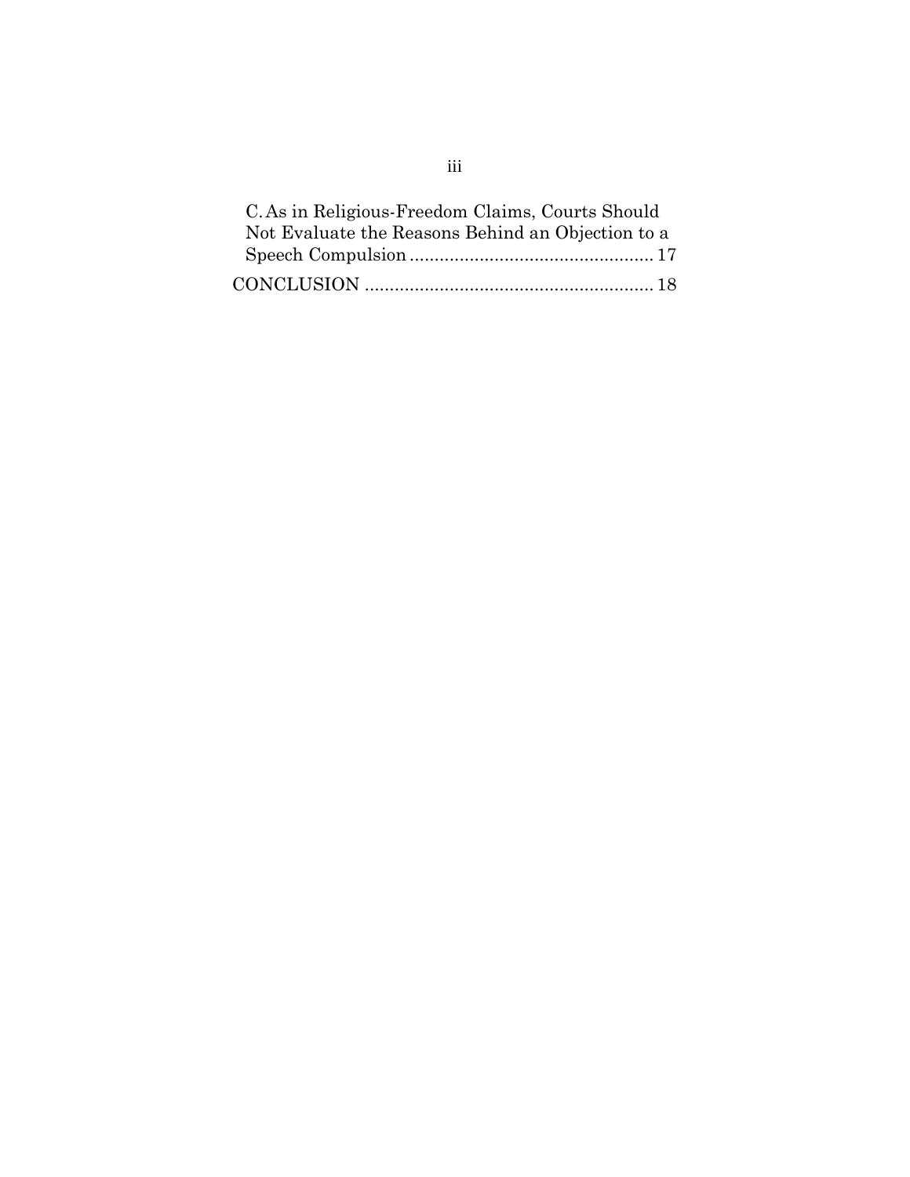C. As in Religious-Freedom Claims, Courts Should Not Evaluate the Reasons Behind an Objection to a Speech Compulsion ................................................ 17

CONCLUSION ......................................................... 18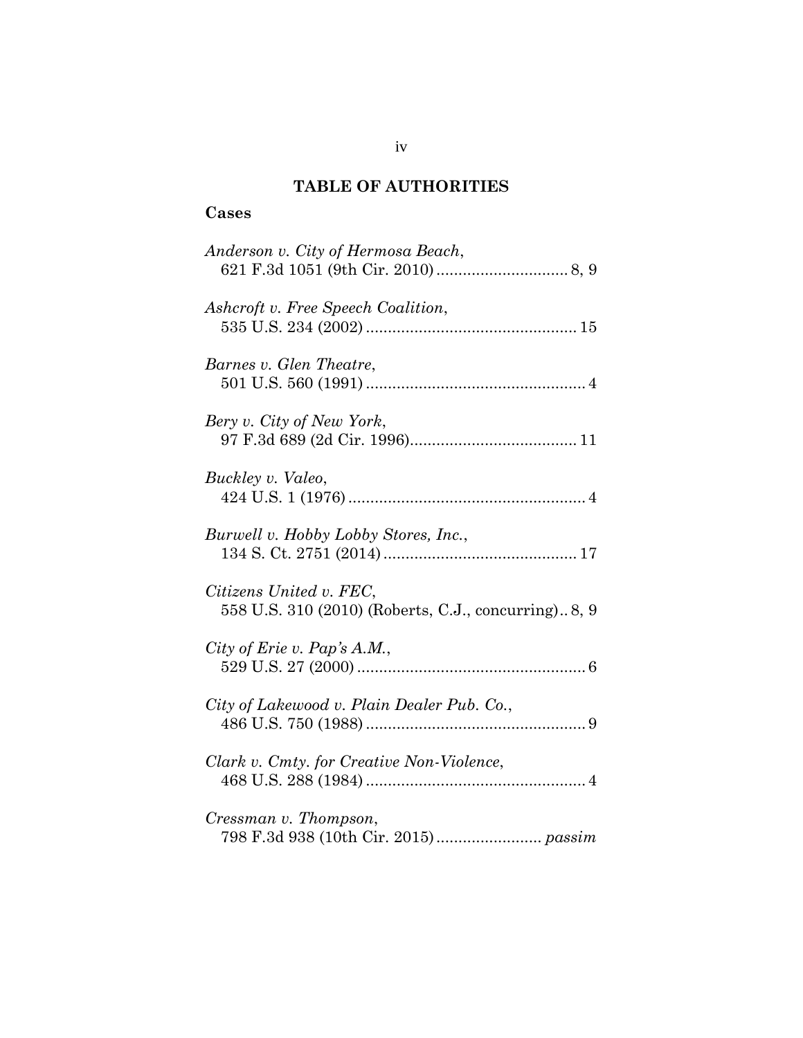## TABLE OF AUTHORITIES

### Cases

*Anderson v. City of Hermosa Beach*, 621 F.3d 1051 (9th Cir. 2010) .............................. 8, 9

*Ashcroft v. Free Speech Coalition*, 535 U.S. 234 (2002) ................................................ 15

*Barnes v. Glen Theatre*, 501 U.S. 560 (1991) .................................................. 4

*Bery v. City of New York*, 97 F.3d 689 (2d Cir. 1996)...................................... 11

*Buckley v. Valeo*, 424 U.S. 1 (1976) ...................................................... 4

*Burwell v. Hobby Lobby Stores, Inc.*, 134 S. Ct. 2751 (2014) ............................................ 17

*Citizens United v. FEC*, 558 U.S. 310 (2010) (Roberts, C.J., concurring).. 8, 9

*City of Erie v. Pap's A.M.*, 529 U.S. 27 (2000) .................................................... 6

*City of Lakewood v. Plain Dealer Pub. Co.*, 486 U.S. 750 (1988) .................................................. 9

*Clark v. Cmty. for Creative Non-Violence*, 468 U.S. 288 (1984) .................................................. 4

*Cressman v. Thompson*, 798 F.3d 938 (10th Cir. 2015) ........................ *passim*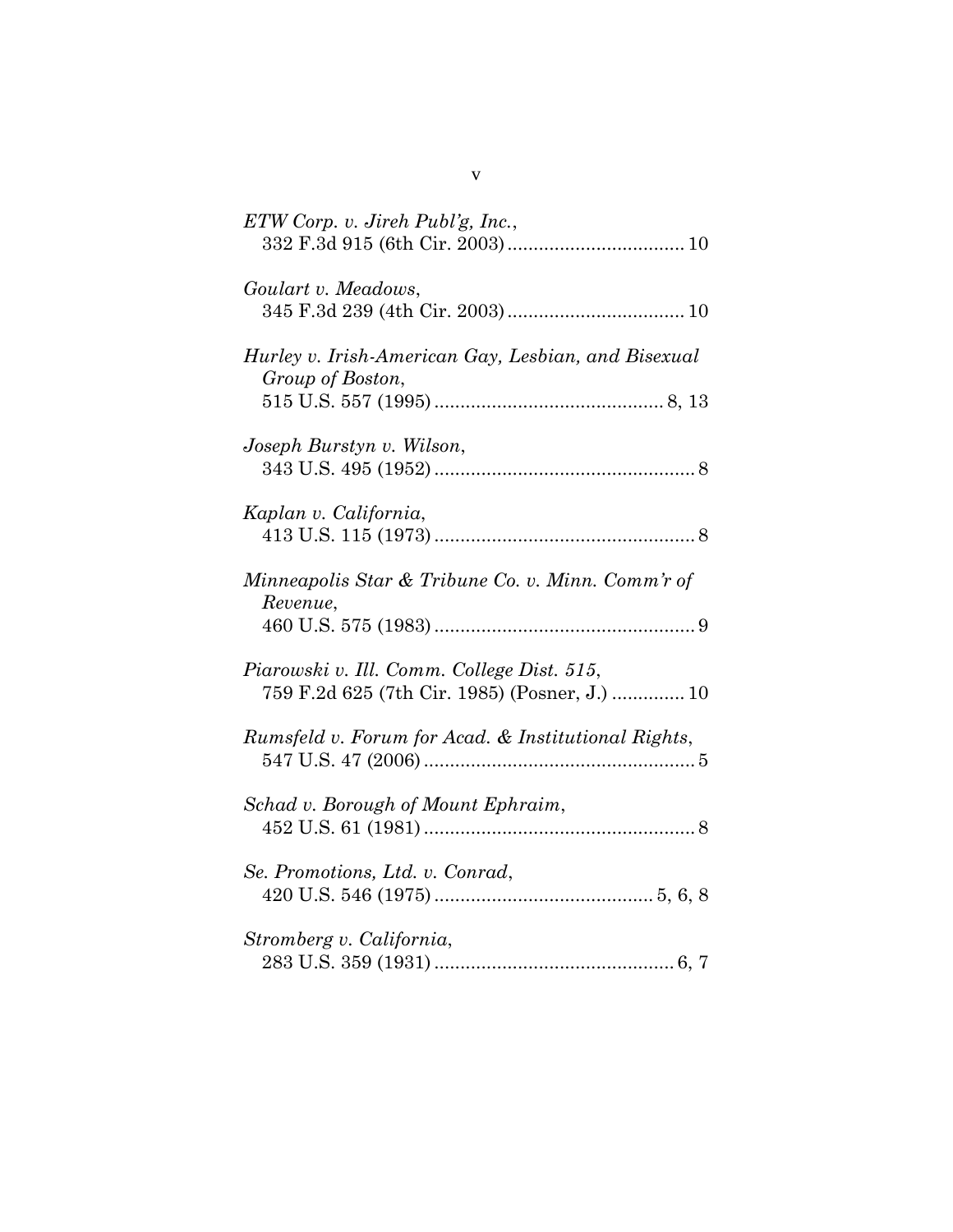*ETW Corp. v. Jireh Publ'g, Inc.*,
332 F.3d 915 (6th Cir. 2003) .................................. 10

*Goulart v. Meadows*,
345 F.3d 239 (4th Cir. 2003) .................................. 10

*Hurley v. Irish-American Gay, Lesbian, and Bisexual Group of Boston*,
515 U.S. 557 (1995) ............................................ 8, 13

*Joseph Burstyn v. Wilson*,
343 U.S. 495 (1952) .................................................. 8

*Kaplan v. California*,
413 U.S. 115 (1973) .................................................. 8

*Minneapolis Star & Tribune Co. v. Minn. Comm'r of Revenue*,
460 U.S. 575 (1983) .................................................. 9

*Piarowski v. Ill. Comm. College Dist. 515*,
759 F.2d 625 (7th Cir. 1985) (Posner, J.) .............. 10

*Rumsfeld v. Forum for Acad. & Institutional Rights*,
547 U.S. 47 (2006) .................................................... 5

*Schad v. Borough of Mount Ephraim*,
452 U.S. 61 (1981) .................................................... 8

*Se. Promotions, Ltd. v. Conrad*,
420 U.S. 546 (1975) .......................................... 5, 6, 8

*Stromberg v. California*,
283 U.S. 359 (1931) .............................................. 6, 7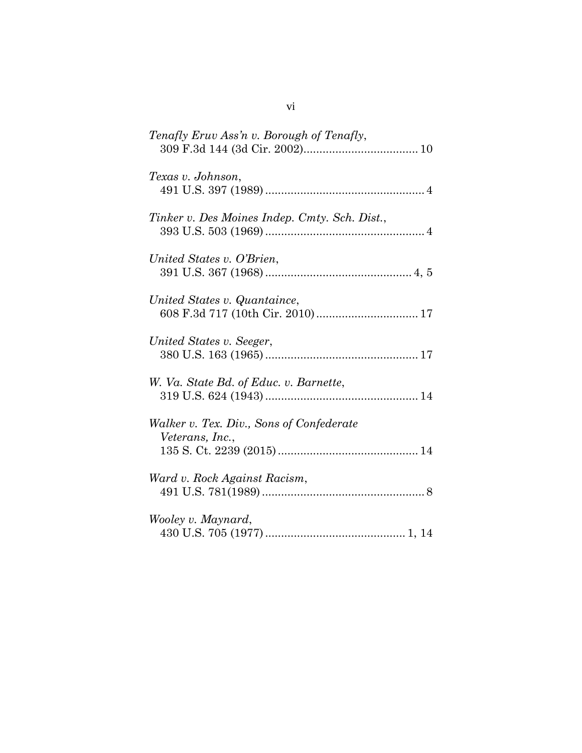*Tenafly Eruv Ass'n v. Borough of Tenafly*,
309 F.3d 144 (3d Cir. 2002).................................... 10

*Texas v. Johnson*,
491 U.S. 397 (1989) .................................................. 4

*Tinker v. Des Moines Indep. Cmty. Sch. Dist.*,
393 U.S. 503 (1969) .................................................. 4

*United States v. O'Brien*,
391 U.S. 367 (1968) .............................................. 4, 5

*United States v. Quantaince*,
608 F.3d 717 (10th Cir. 2010)................................ 17

*United States v. Seeger*,
380 U.S. 163 (1965) ................................................ 17

*W. Va. State Bd. of Educ. v. Barnette*,
319 U.S. 624 (1943) ................................................ 14

*Walker v. Tex. Div., Sons of Confederate Veterans, Inc.*,
135 S. Ct. 2239 (2015) ............................................ 14

*Ward v. Rock Against Racism*,
491 U.S. 781(1989) .................................................. 8

*Wooley v. Maynard*,
430 U.S. 705 (1977) ............................................ 1, 14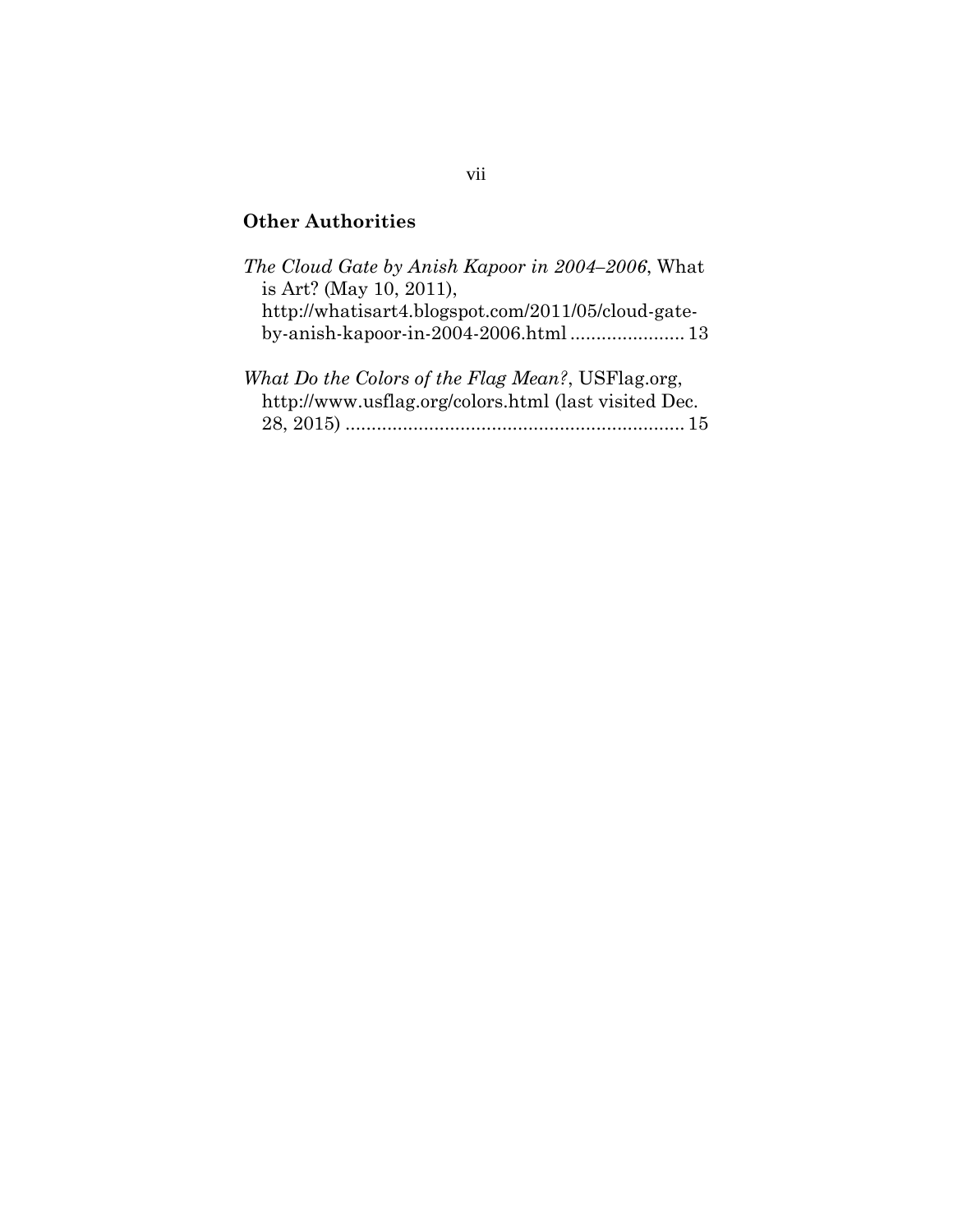## Other Authorities

*The Cloud Gate by Anish Kapoor in 2004–2006*, What is Art? (May 10, 2011), http://whatisart4.blogspot.com/2011/05/cloud-gate-by-anish-kapoor-in-2004-2006.html ...................... 13

*What Do the Colors of the Flag Mean?*, USFlag.org, http://www.usflag.org/colors.html (last visited Dec. 28, 2015) ................................................................ 15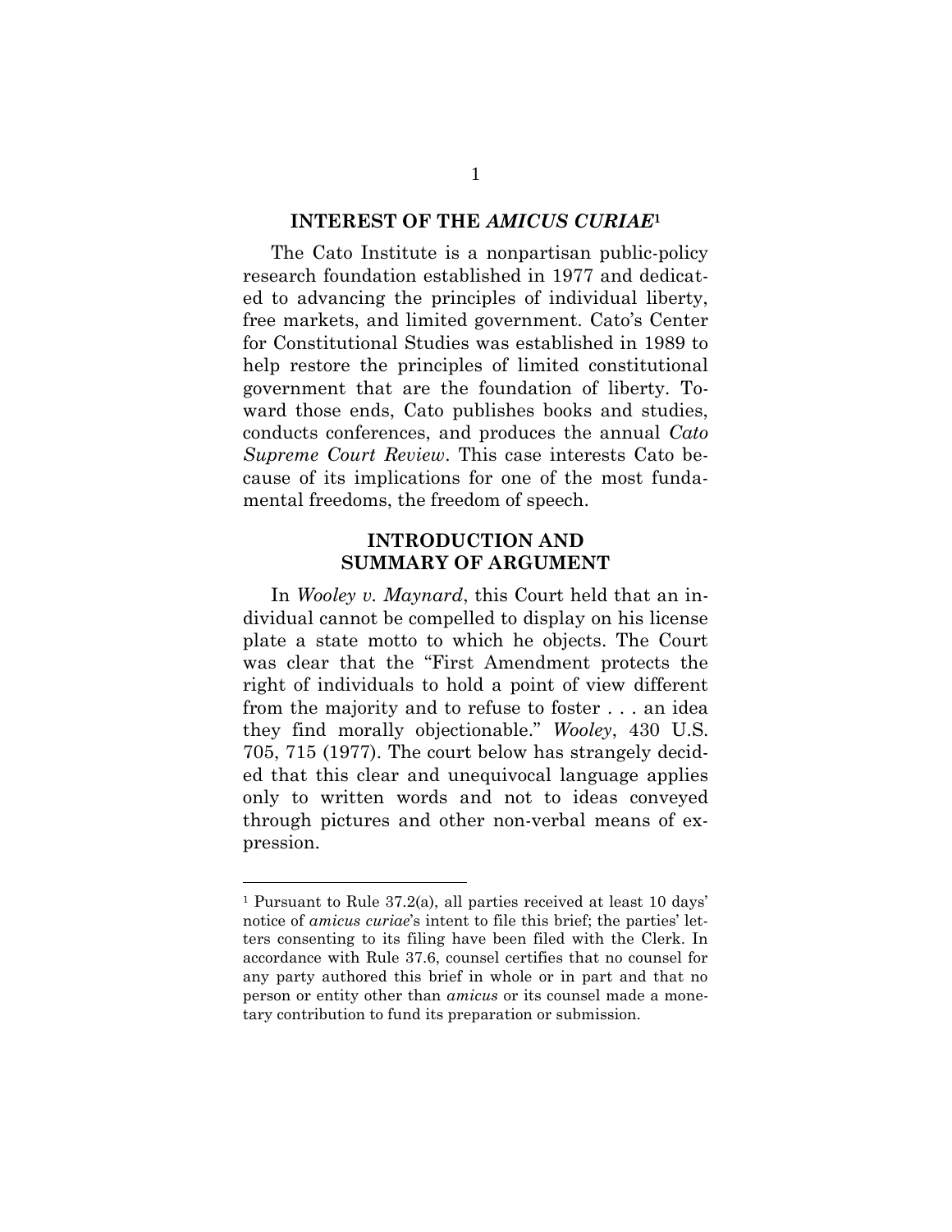## INTEREST OF THE *AMICUS CURIAE*[1]

The Cato Institute is a nonpartisan public-policy research foundation established in 1977 and dedicated to advancing the principles of individual liberty, free markets, and limited government. Cato's Center for Constitutional Studies was established in 1989 to help restore the principles of limited constitutional government that are the foundation of liberty. Toward those ends, Cato publishes books and studies, conducts conferences, and produces the annual *Cato Supreme Court Review*. This case interests Cato because of its implications for one of the most fundamental freedoms, the freedom of speech.

## INTRODUCTION AND SUMMARY OF ARGUMENT

In *Wooley v. Maynard*, this Court held that an individual cannot be compelled to display on his license plate a state motto to which he objects. The Court was clear that the "First Amendment protects the right of individuals to hold a point of view different from the majority and to refuse to foster . . . an idea they find morally objectionable." *Wooley*, 430 U.S. 705, 715 (1977). The court below has strangely decided that this clear and unequivocal language applies only to written words and not to ideas conveyed through pictures and other non-verbal means of expression.

---

[1] Pursuant to Rule 37.2(a), all parties received at least 10 days' notice of *amicus curiae*'s intent to file this brief; the parties' letters consenting to its filing have been filed with the Clerk. In accordance with Rule 37.6, counsel certifies that no counsel for any party authored this brief in whole or in part and that no person or entity other than *amicus* or its counsel made a monetary contribution to fund its preparation or submission.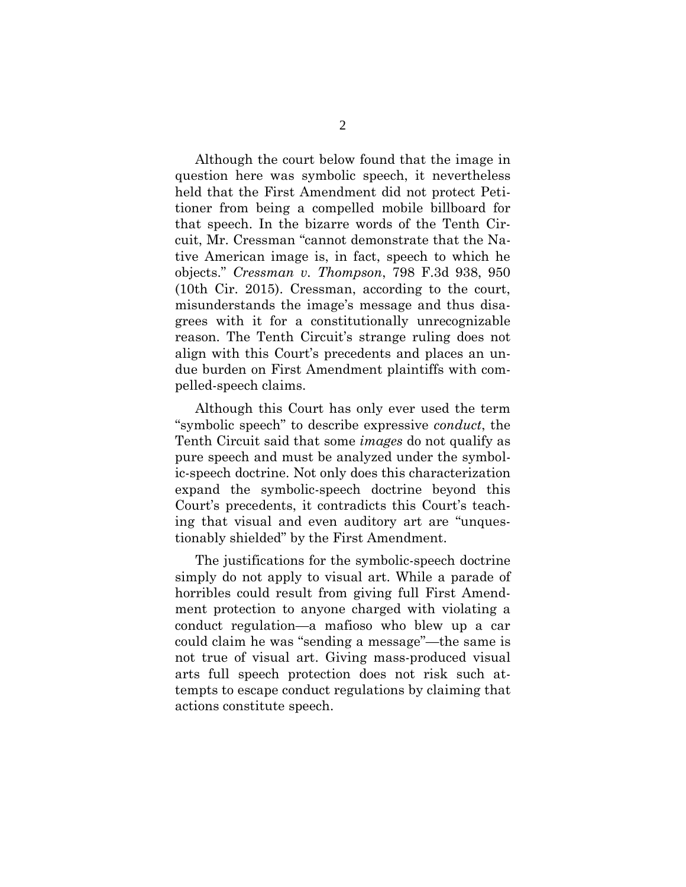Although the court below found that the image in question here was symbolic speech, it nevertheless held that the First Amendment did not protect Petitioner from being a compelled mobile billboard for that speech. In the bizarre words of the Tenth Circuit, Mr. Cressman "cannot demonstrate that the Native American image is, in fact, speech to which he objects." *Cressman v. Thompson*, 798 F.3d 938, 950 (10th Cir. 2015). Cressman, according to the court, misunderstands the image's message and thus disagrees with it for a constitutionally unrecognizable reason. The Tenth Circuit's strange ruling does not align with this Court's precedents and places an undue burden on First Amendment plaintiffs with compelled-speech claims.

Although this Court has only ever used the term "symbolic speech" to describe expressive *conduct*, the Tenth Circuit said that some *images* do not qualify as pure speech and must be analyzed under the symbolic-speech doctrine. Not only does this characterization expand the symbolic-speech doctrine beyond this Court's precedents, it contradicts this Court's teaching that visual and even auditory art are "unquestionably shielded" by the First Amendment.

The justifications for the symbolic-speech doctrine simply do not apply to visual art. While a parade of horribles could result from giving full First Amendment protection to anyone charged with violating a conduct regulation—a mafioso who blew up a car could claim he was "sending a message"—the same is not true of visual art. Giving mass-produced visual arts full speech protection does not risk such attempts to escape conduct regulations by claiming that actions constitute speech.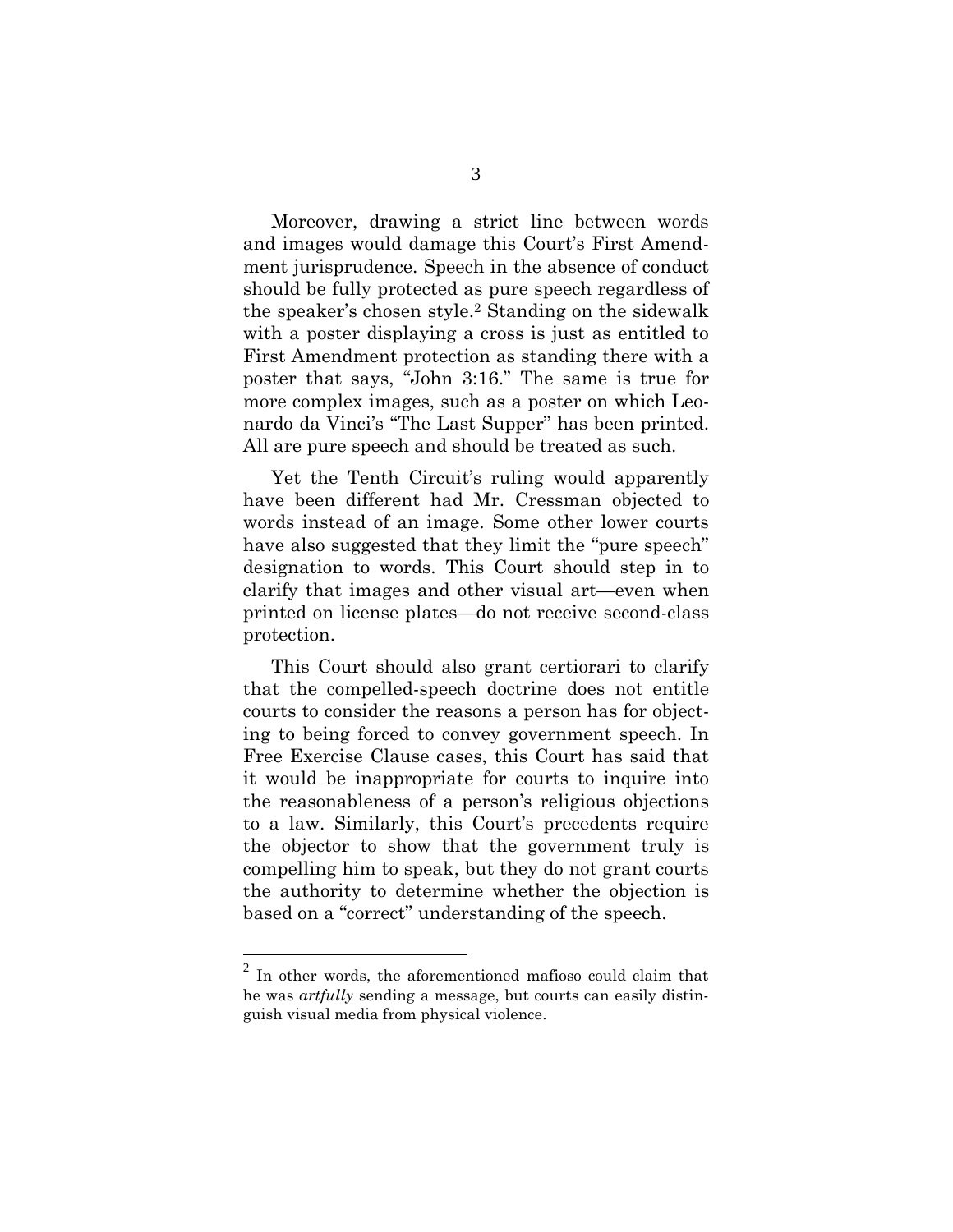Moreover, drawing a strict line between words and images would damage this Court's First Amendment jurisprudence. Speech in the absence of conduct should be fully protected as pure speech regardless of the speaker's chosen style.[2] Standing on the sidewalk with a poster displaying a cross is just as entitled to First Amendment protection as standing there with a poster that says, "John 3:16." The same is true for more complex images, such as a poster on which Leonardo da Vinci's "The Last Supper" has been printed. All are pure speech and should be treated as such.

Yet the Tenth Circuit's ruling would apparently have been different had Mr. Cressman objected to words instead of an image. Some other lower courts have also suggested that they limit the "pure speech" designation to words. This Court should step in to clarify that images and other visual art—even when printed on license plates—do not receive second-class protection.

This Court should also grant certiorari to clarify that the compelled-speech doctrine does not entitle courts to consider the reasons a person has for objecting to being forced to convey government speech. In Free Exercise Clause cases, this Court has said that it would be inappropriate for courts to inquire into the reasonableness of a person's religious objections to a law. Similarly, this Court's precedents require the objector to show that the government truly is compelling him to speak, but they do not grant courts the authority to determine whether the objection is based on a "correct" understanding of the speech.

---

[2] In other words, the aforementioned mafioso could claim that he was *artfully* sending a message, but courts can easily distinguish visual media from physical violence.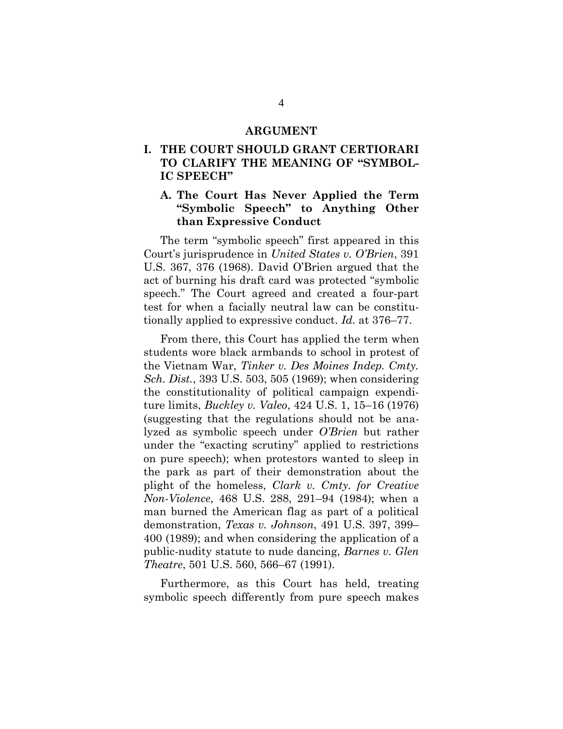## ARGUMENT

### I. THE COURT SHOULD GRANT CERTIORARI TO CLARIFY THE MEANING OF "SYMBOLIC SPEECH"

#### A. The Court Has Never Applied the Term "Symbolic Speech" to Anything Other than Expressive Conduct

The term "symbolic speech" first appeared in this Court's jurisprudence in *United States v. O'Brien*, 391 U.S. 367, 376 (1968). David O'Brien argued that the act of burning his draft card was protected "symbolic speech." The Court agreed and created a four-part test for when a facially neutral law can be constitutionally applied to expressive conduct. *Id.* at 376–77.

From there, this Court has applied the term when students wore black armbands to school in protest of the Vietnam War, *Tinker v. Des Moines Indep. Cmty. Sch. Dist.*, 393 U.S. 503, 505 (1969); when considering the constitutionality of political campaign expenditure limits, *Buckley v. Valeo*, 424 U.S. 1, 15–16 (1976) (suggesting that the regulations should not be analyzed as symbolic speech under *O'Brien* but rather under the "exacting scrutiny" applied to restrictions on pure speech); when protestors wanted to sleep in the park as part of their demonstration about the plight of the homeless, *Clark v. Cmty. for Creative Non-Violence*, 468 U.S. 288, 291–94 (1984); when a man burned the American flag as part of a political demonstration, *Texas v. Johnson*, 491 U.S. 397, 399–400 (1989); and when considering the application of a public-nudity statute to nude dancing, *Barnes v. Glen Theatre*, 501 U.S. 560, 566–67 (1991).

Furthermore, as this Court has held, treating symbolic speech differently from pure speech makes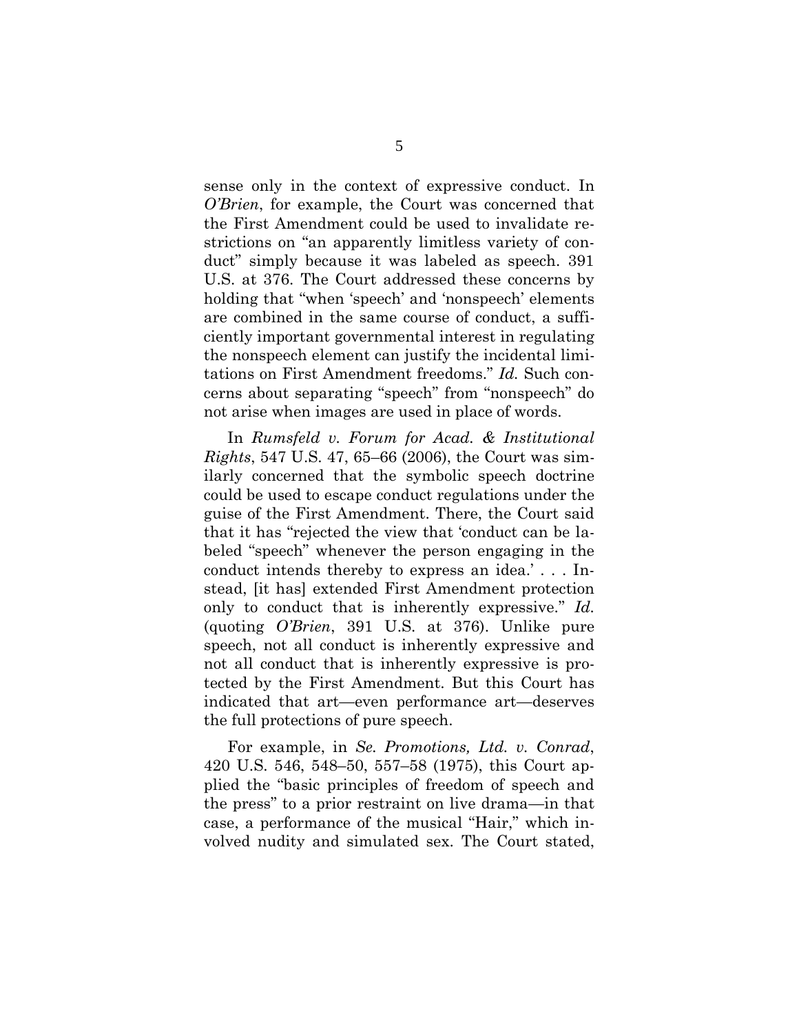sense only in the context of expressive conduct. In *O'Brien*, for example, the Court was concerned that the First Amendment could be used to invalidate restrictions on "an apparently limitless variety of conduct" simply because it was labeled as speech. 391 U.S. at 376. The Court addressed these concerns by holding that "when 'speech' and 'nonspeech' elements are combined in the same course of conduct, a sufficiently important governmental interest in regulating the nonspeech element can justify the incidental limitations on First Amendment freedoms." *Id.* Such concerns about separating "speech" from "nonspeech" do not arise when images are used in place of words.

In *Rumsfeld v. Forum for Acad. & Institutional Rights*, 547 U.S. 47, 65–66 (2006), the Court was similarly concerned that the symbolic speech doctrine could be used to escape conduct regulations under the guise of the First Amendment. There, the Court said that it has "rejected the view that 'conduct can be labeled "speech" whenever the person engaging in the conduct intends thereby to express an idea.' . . . Instead, [it has] extended First Amendment protection only to conduct that is inherently expressive." *Id.* (quoting *O'Brien*, 391 U.S. at 376). Unlike pure speech, not all conduct is inherently expressive and not all conduct that is inherently expressive is protected by the First Amendment. But this Court has indicated that art—even performance art—deserves the full protections of pure speech.

For example, in *Se. Promotions, Ltd. v. Conrad*, 420 U.S. 546, 548–50, 557–58 (1975), this Court applied the "basic principles of freedom of speech and the press" to a prior restraint on live drama—in that case, a performance of the musical "Hair," which involved nudity and simulated sex. The Court stated,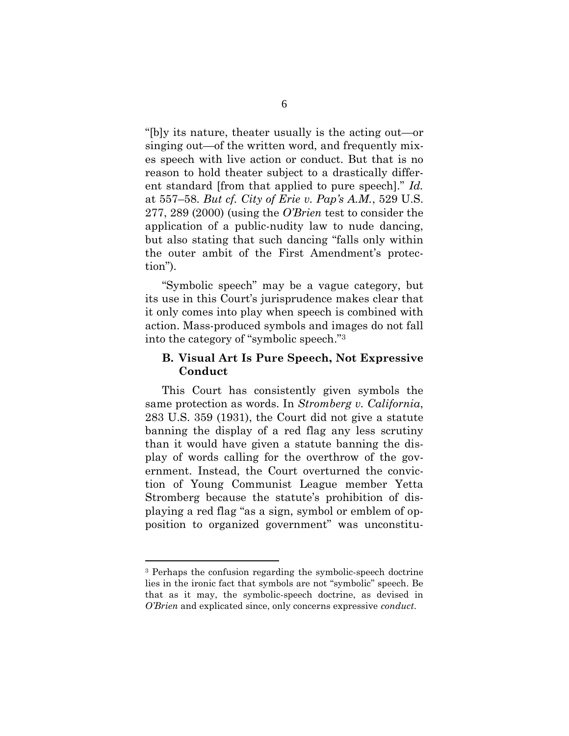"[b]y its nature, theater usually is the acting out—or singing out—of the written word, and frequently mixes speech with live action or conduct. But that is no reason to hold theater subject to a drastically different standard [from that applied to pure speech]." *Id.* at 557–58. *But cf. City of Erie v. Pap's A.M.*, 529 U.S. 277, 289 (2000) (using the *O'Brien* test to consider the application of a public-nudity law to nude dancing, but also stating that such dancing "falls only within the outer ambit of the First Amendment's protection").

"Symbolic speech" may be a vague category, but its use in this Court's jurisprudence makes clear that it only comes into play when speech is combined with action. Mass-produced symbols and images do not fall into the category of "symbolic speech."[3]

### B. Visual Art Is Pure Speech, Not Expressive Conduct

This Court has consistently given symbols the same protection as words. In *Stromberg v. California*, 283 U.S. 359 (1931), the Court did not give a statute banning the display of a red flag any less scrutiny than it would have given a statute banning the display of words calling for the overthrow of the government. Instead, the Court overturned the conviction of Young Communist League member Yetta Stromberg because the statute's prohibition of displaying a red flag "as a sign, symbol or emblem of opposition to organized government" was unconstitu-

---

[3] Perhaps the confusion regarding the symbolic-speech doctrine lies in the ironic fact that symbols are not "symbolic" speech. Be that as it may, the symbolic-speech doctrine, as devised in *O'Brien* and explicated since, only concerns expressive *conduct*.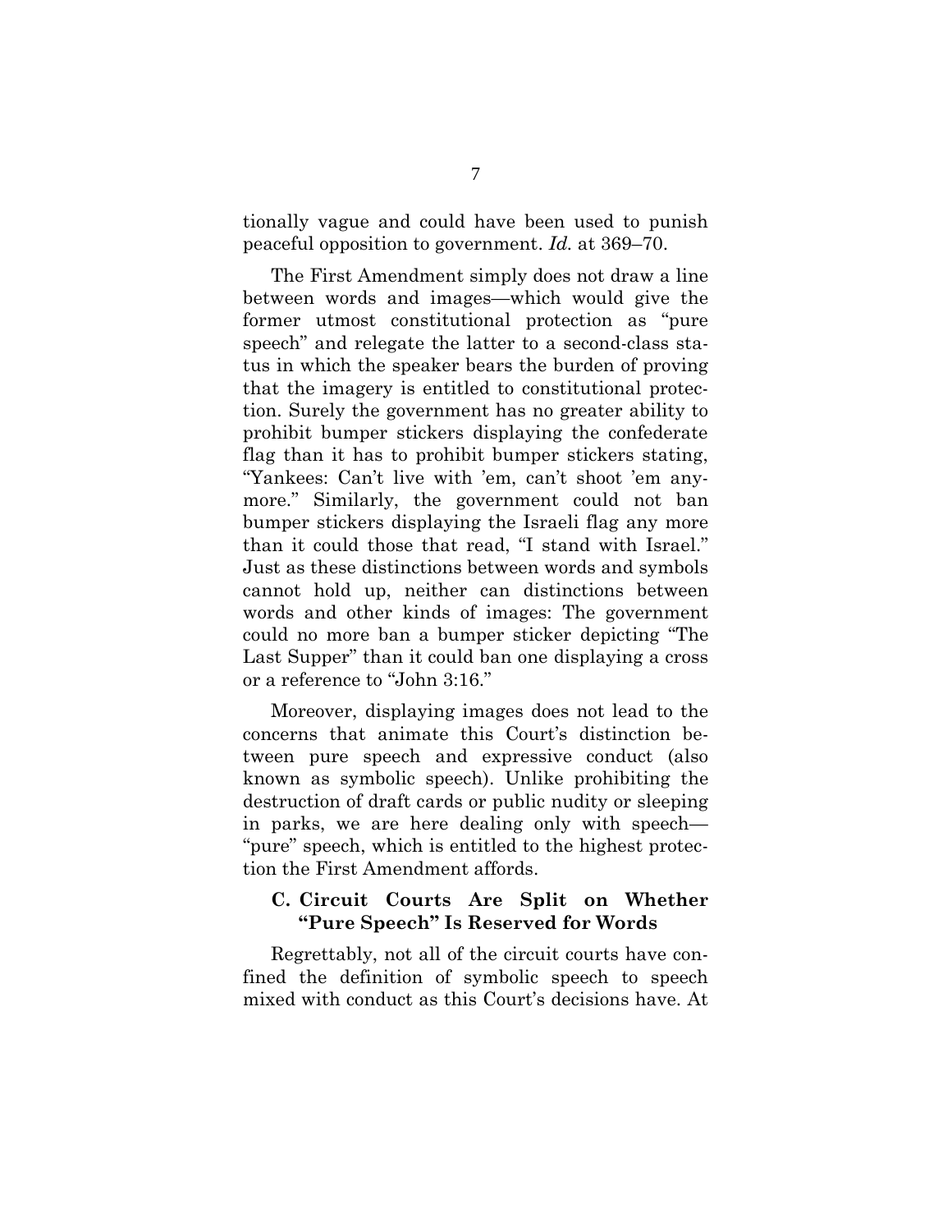tionally vague and could have been used to punish peaceful opposition to government. *Id.* at 369–70.

The First Amendment simply does not draw a line between words and images—which would give the former utmost constitutional protection as "pure speech" and relegate the latter to a second-class status in which the speaker bears the burden of proving that the imagery is entitled to constitutional protection. Surely the government has no greater ability to prohibit bumper stickers displaying the confederate flag than it has to prohibit bumper stickers stating, "Yankees: Can't live with 'em, can't shoot 'em anymore." Similarly, the government could not ban bumper stickers displaying the Israeli flag any more than it could those that read, "I stand with Israel." Just as these distinctions between words and symbols cannot hold up, neither can distinctions between words and other kinds of images: The government could no more ban a bumper sticker depicting "The Last Supper" than it could ban one displaying a cross or a reference to "John 3:16."

Moreover, displaying images does not lead to the concerns that animate this Court's distinction between pure speech and expressive conduct (also known as symbolic speech). Unlike prohibiting the destruction of draft cards or public nudity or sleeping in parks, we are here dealing only with speech—"pure" speech, which is entitled to the highest protection the First Amendment affords.

### C. Circuit Courts Are Split on Whether "Pure Speech" Is Reserved for Words

Regrettably, not all of the circuit courts have confined the definition of symbolic speech to speech mixed with conduct as this Court's decisions have. At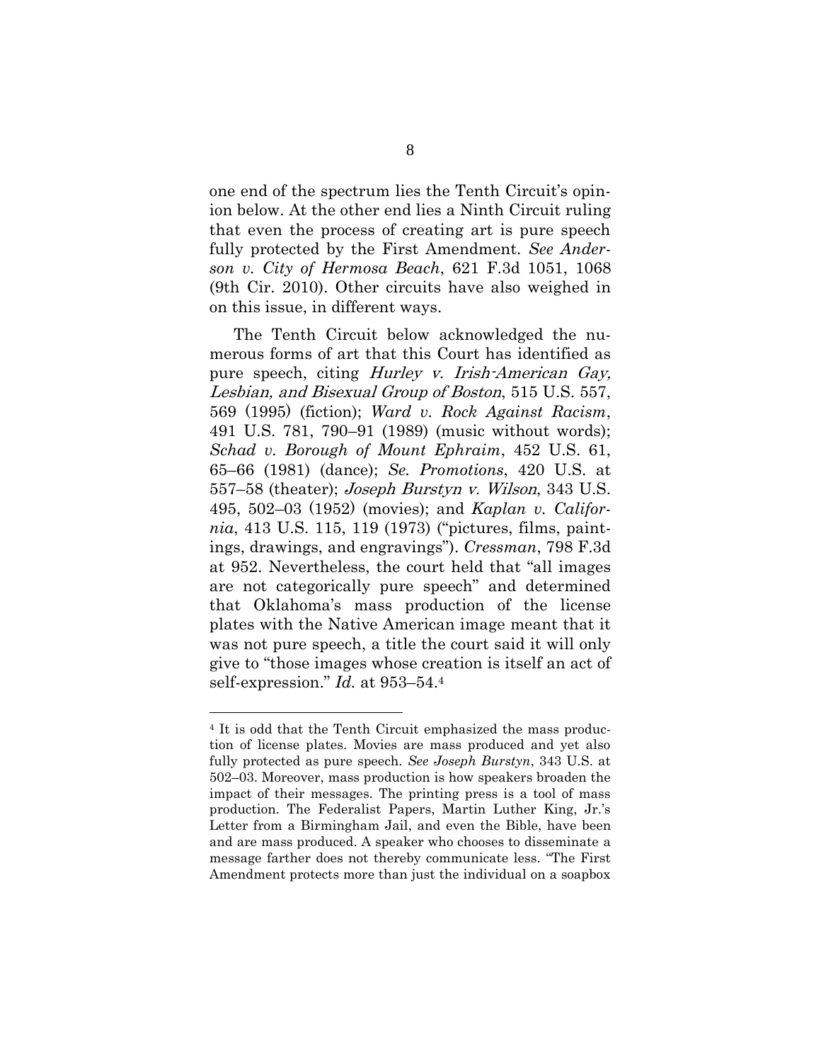one end of the spectrum lies the Tenth Circuit's opinion below. At the other end lies a Ninth Circuit ruling that even the process of creating art is pure speech fully protected by the First Amendment. *See Anderson v. City of Hermosa Beach*, 621 F.3d 1051, 1068 (9th Cir. 2010). Other circuits have also weighed in on this issue, in different ways.

The Tenth Circuit below acknowledged the numerous forms of art that this Court has identified as pure speech, citing *Hurley v. Irish-American Gay, Lesbian, and Bisexual Group of Boston*, 515 U.S. 557, 569 (1995) (fiction); *Ward v. Rock Against Racism*, 491 U.S. 781, 790–91 (1989) (music without words); *Schad v. Borough of Mount Ephraim*, 452 U.S. 61, 65–66 (1981) (dance); *Se. Promotions*, 420 U.S. at 557–58 (theater); *Joseph Burstyn v. Wilson*, 343 U.S. 495, 502–03 (1952) (movies); and *Kaplan v. California*, 413 U.S. 115, 119 (1973) ("pictures, films, paintings, drawings, and engravings"). *Cressman*, 798 F.3d at 952. Nevertheless, the court held that "all images are not categorically pure speech" and determined that Oklahoma's mass production of the license plates with the Native American image meant that it was not pure speech, a title the court said it will only give to "those images whose creation is itself an act of self-expression." *Id.* at 953–54.[4]

[4] It is odd that the Tenth Circuit emphasized the mass production of license plates. Movies are mass produced and yet also fully protected as pure speech. *See Joseph Burstyn*, 343 U.S. at 502–03. Moreover, mass production is how speakers broaden the impact of their messages. The printing press is a tool of mass production. The Federalist Papers, Martin Luther King, Jr.'s Letter from a Birmingham Jail, and even the Bible, have been and are mass produced. A speaker who chooses to disseminate a message farther does not thereby communicate less. "The First Amendment protects more than just the individual on a soapbox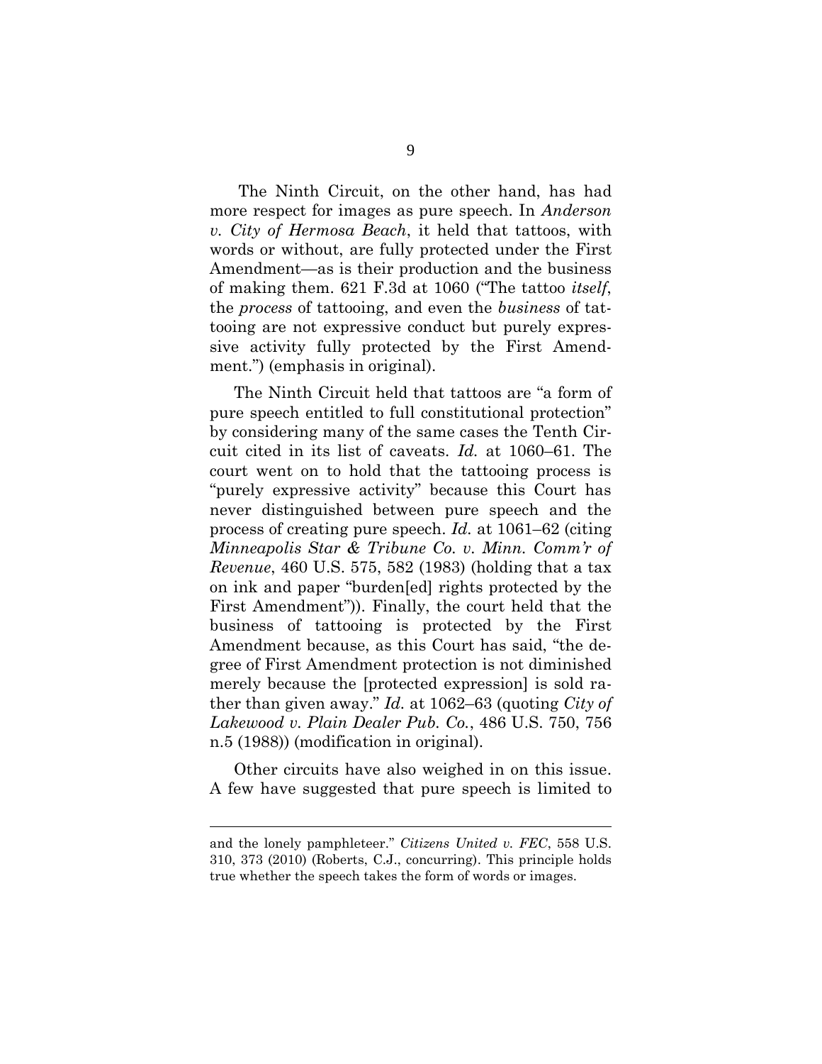The Ninth Circuit, on the other hand, has had more respect for images as pure speech. In *Anderson v. City of Hermosa Beach*, it held that tattoos, with words or without, are fully protected under the First Amendment—as is their production and the business of making them. 621 F.3d at 1060 ("The tattoo *itself*, the *process* of tattooing, and even the *business* of tattooing are not expressive conduct but purely expressive activity fully protected by the First Amendment.") (emphasis in original).

The Ninth Circuit held that tattoos are "a form of pure speech entitled to full constitutional protection" by considering many of the same cases the Tenth Circuit cited in its list of caveats. *Id.* at 1060–61. The court went on to hold that the tattooing process is "purely expressive activity" because this Court has never distinguished between pure speech and the process of creating pure speech. *Id.* at 1061–62 (citing *Minneapolis Star & Tribune Co. v. Minn. Comm'r of Revenue*, 460 U.S. 575, 582 (1983) (holding that a tax on ink and paper "burden[ed] rights protected by the First Amendment")). Finally, the court held that the business of tattooing is protected by the First Amendment because, as this Court has said, "the degree of First Amendment protection is not diminished merely because the [protected expression] is sold rather than given away." *Id.* at 1062–63 (quoting *City of Lakewood v. Plain Dealer Pub. Co.*, 486 U.S. 750, 756 n.5 (1988)) (modification in original).

Other circuits have also weighed in on this issue. A few have suggested that pure speech is limited to

---

and the lonely pamphleteer." *Citizens United v. FEC*, 558 U.S. 310, 373 (2010) (Roberts, C.J., concurring). This principle holds true whether the speech takes the form of words or images.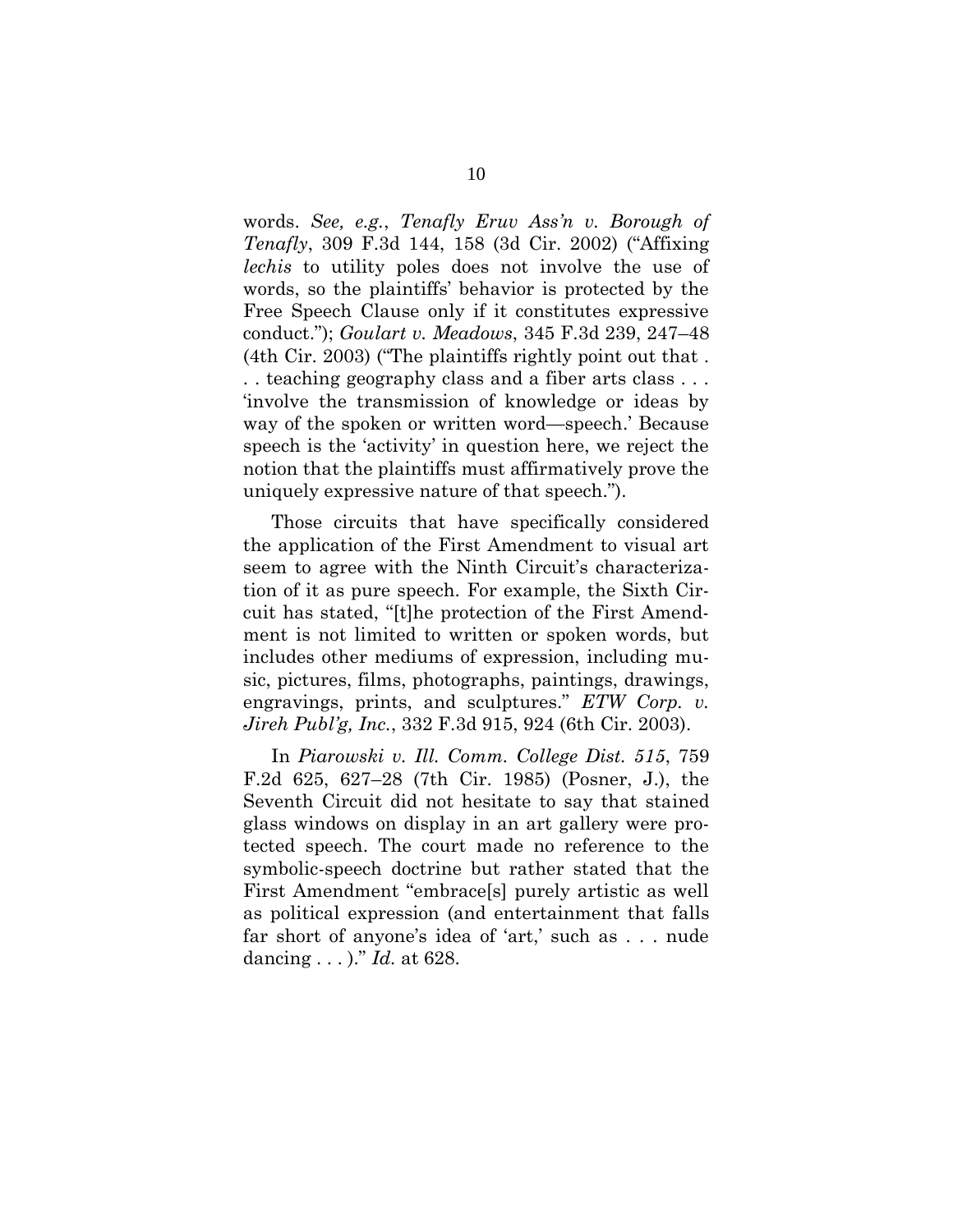words. *See, e.g.*, *Tenafly Eruv Ass'n v. Borough of Tenafly*, 309 F.3d 144, 158 (3d Cir. 2002) ("Affixing *lechis* to utility poles does not involve the use of words, so the plaintiffs' behavior is protected by the Free Speech Clause only if it constitutes expressive conduct."); *Goulart v. Meadows*, 345 F.3d 239, 247–48 (4th Cir. 2003) ("The plaintiffs rightly point out that . . . teaching geography class and a fiber arts class . . . 'involve the transmission of knowledge or ideas by way of the spoken or written word—speech.' Because speech is the 'activity' in question here, we reject the notion that the plaintiffs must affirmatively prove the uniquely expressive nature of that speech.").

Those circuits that have specifically considered the application of the First Amendment to visual art seem to agree with the Ninth Circuit's characterization of it as pure speech. For example, the Sixth Circuit has stated, "[t]he protection of the First Amendment is not limited to written or spoken words, but includes other mediums of expression, including music, pictures, films, photographs, paintings, drawings, engravings, prints, and sculptures." *ETW Corp. v. Jireh Publ'g, Inc.*, 332 F.3d 915, 924 (6th Cir. 2003).

In *Piarowski v. Ill. Comm. College Dist. 515*, 759 F.2d 625, 627–28 (7th Cir. 1985) (Posner, J.), the Seventh Circuit did not hesitate to say that stained glass windows on display in an art gallery were protected speech. The court made no reference to the symbolic-speech doctrine but rather stated that the First Amendment "embrace[s] purely artistic as well as political expression (and entertainment that falls far short of anyone's idea of 'art,' such as . . . nude dancing . . . )." *Id.* at 628.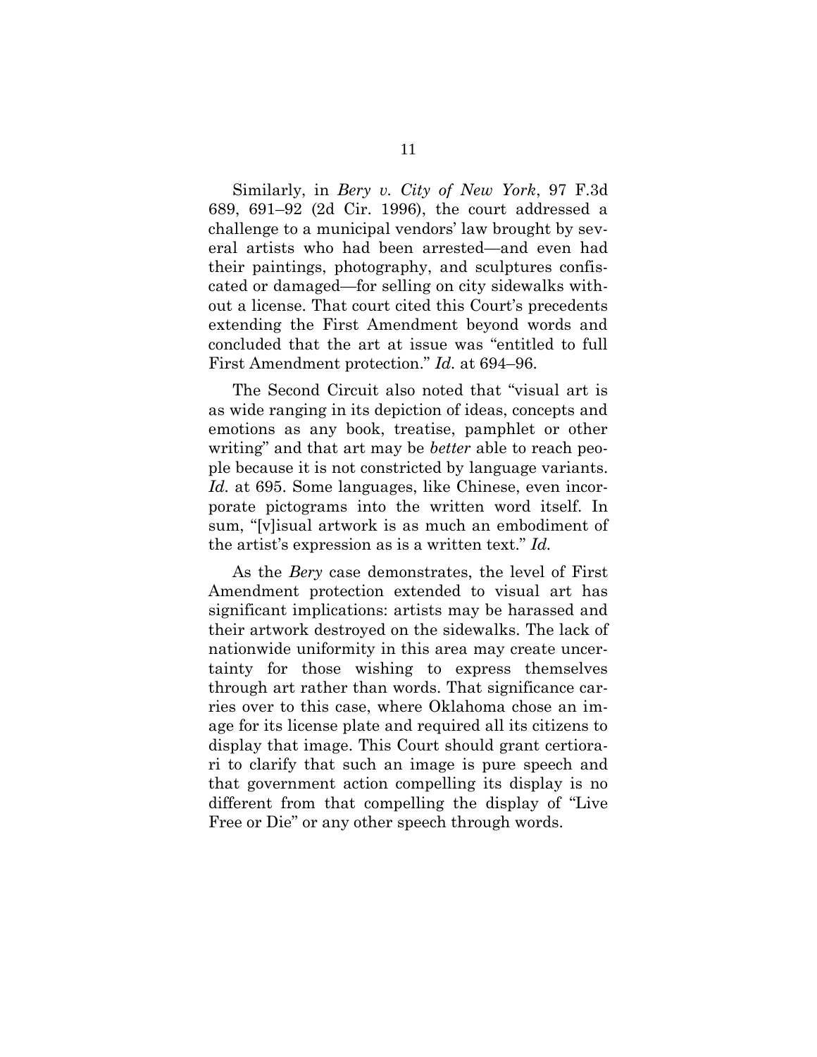Similarly, in *Bery v. City of New York*, 97 F.3d 689, 691–92 (2d Cir. 1996), the court addressed a challenge to a municipal vendors' law brought by several artists who had been arrested—and even had their paintings, photography, and sculptures confiscated or damaged—for selling on city sidewalks without a license. That court cited this Court's precedents extending the First Amendment beyond words and concluded that the art at issue was "entitled to full First Amendment protection." *Id.* at 694–96.

The Second Circuit also noted that "visual art is as wide ranging in its depiction of ideas, concepts and emotions as any book, treatise, pamphlet or other writing" and that art may be *better* able to reach people because it is not constricted by language variants. *Id.* at 695. Some languages, like Chinese, even incorporate pictograms into the written word itself. In sum, "[v]isual artwork is as much an embodiment of the artist's expression as is a written text." *Id.*

As the *Bery* case demonstrates, the level of First Amendment protection extended to visual art has significant implications: artists may be harassed and their artwork destroyed on the sidewalks. The lack of nationwide uniformity in this area may create uncertainty for those wishing to express themselves through art rather than words. That significance carries over to this case, where Oklahoma chose an image for its license plate and required all its citizens to display that image. This Court should grant certiorari to clarify that such an image is pure speech and that government action compelling its display is no different from that compelling the display of "Live Free or Die" or any other speech through words.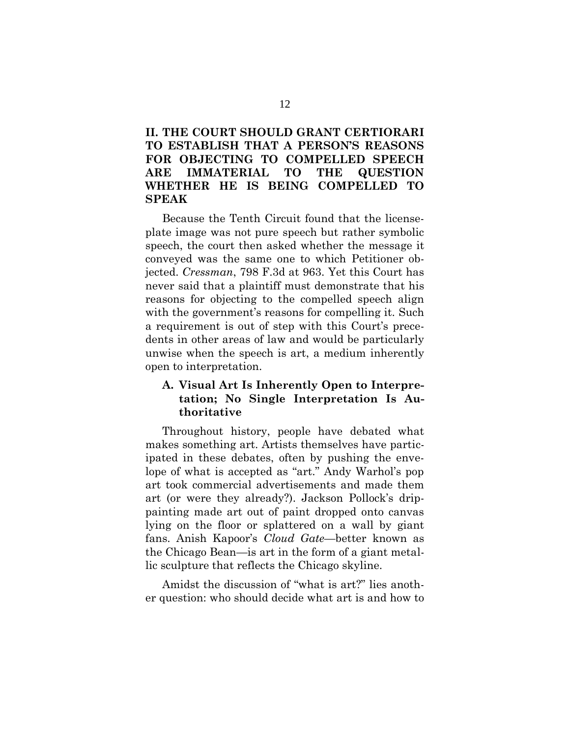## II. THE COURT SHOULD GRANT CERTIORARI TO ESTABLISH THAT A PERSON'S REASONS FOR OBJECTING TO COMPELLED SPEECH ARE IMMATERIAL TO THE QUESTION WHETHER HE IS BEING COMPELLED TO SPEAK

Because the Tenth Circuit found that the license-plate image was not pure speech but rather symbolic speech, the court then asked whether the message it conveyed was the same one to which Petitioner objected. *Cressman*, 798 F.3d at 963. Yet this Court has never said that a plaintiff must demonstrate that his reasons for objecting to the compelled speech align with the government's reasons for compelling it. Such a requirement is out of step with this Court's precedents in other areas of law and would be particularly unwise when the speech is art, a medium inherently open to interpretation.

### A. Visual Art Is Inherently Open to Interpretation; No Single Interpretation Is Authoritative

Throughout history, people have debated what makes something art. Artists themselves have participated in these debates, often by pushing the envelope of what is accepted as "art." Andy Warhol's pop art took commercial advertisements and made them art (or were they already?). Jackson Pollock's drip-painting made art out of paint dropped onto canvas lying on the floor or splattered on a wall by giant fans. Anish Kapoor's *Cloud Gate*—better known as the Chicago Bean—is art in the form of a giant metallic sculpture that reflects the Chicago skyline.

Amidst the discussion of "what is art?" lies another question: who should decide what art is and how to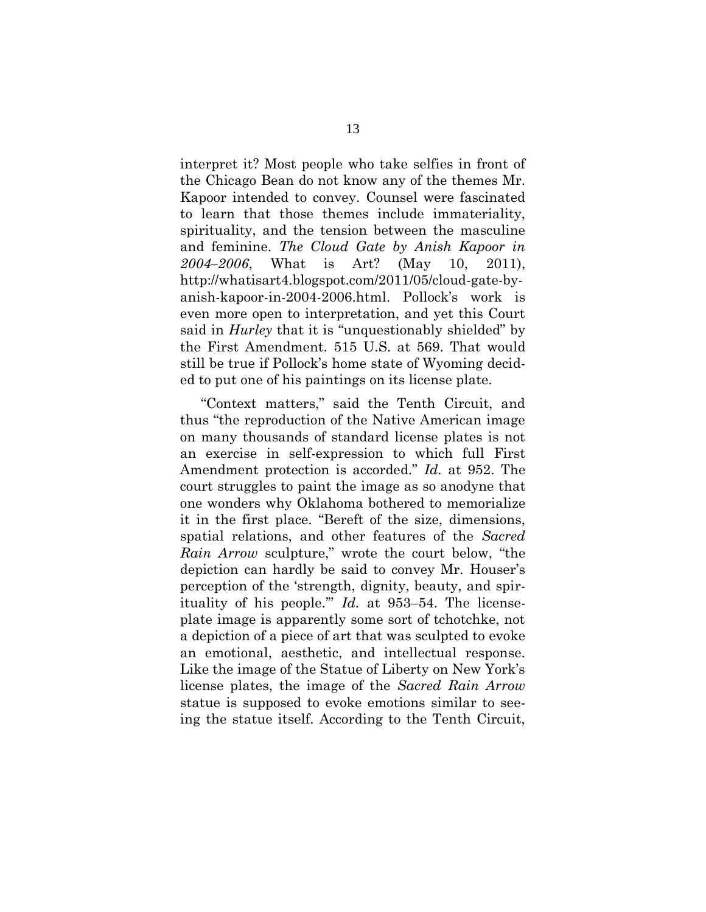interpret it? Most people who take selfies in front of the Chicago Bean do not know any of the themes Mr. Kapoor intended to convey. Counsel were fascinated to learn that those themes include immateriality, spirituality, and the tension between the masculine and feminine. *The Cloud Gate by Anish Kapoor in 2004–2006*, What is Art? (May 10, 2011), http://whatisart4.blogspot.com/2011/05/cloud-gate-by-anish-kapoor-in-2004-2006.html. Pollock's work is even more open to interpretation, and yet this Court said in *Hurley* that it is "unquestionably shielded" by the First Amendment. 515 U.S. at 569. That would still be true if Pollock's home state of Wyoming decided to put one of his paintings on its license plate.

"Context matters," said the Tenth Circuit, and thus "the reproduction of the Native American image on many thousands of standard license plates is not an exercise in self-expression to which full First Amendment protection is accorded." *Id.* at 952. The court struggles to paint the image as so anodyne that one wonders why Oklahoma bothered to memorialize it in the first place. "Bereft of the size, dimensions, spatial relations, and other features of the *Sacred Rain Arrow* sculpture," wrote the court below, "the depiction can hardly be said to convey Mr. Houser's perception of the 'strength, dignity, beauty, and spirituality of his people.'" *Id.* at 953–54. The license-plate image is apparently some sort of tchotchke, not a depiction of a piece of art that was sculpted to evoke an emotional, aesthetic, and intellectual response. Like the image of the Statue of Liberty on New York's license plates, the image of the *Sacred Rain Arrow* statue is supposed to evoke emotions similar to seeing the statue itself. According to the Tenth Circuit,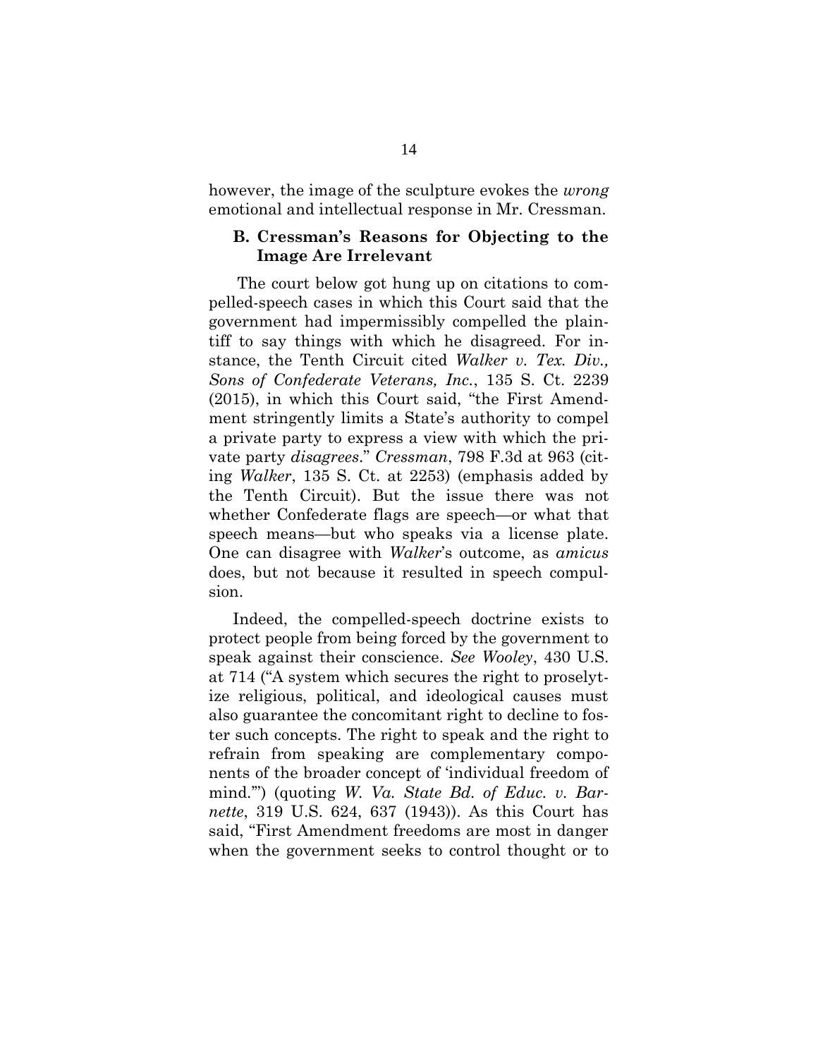however, the image of the sculpture evokes the *wrong* emotional and intellectual response in Mr. Cressman.

### B. Cressman's Reasons for Objecting to the Image Are Irrelevant

The court below got hung up on citations to compelled-speech cases in which this Court said that the government had impermissibly compelled the plaintiff to say things with which he disagreed. For instance, the Tenth Circuit cited *Walker v. Tex. Div., Sons of Confederate Veterans, Inc.*, 135 S. Ct. 2239 (2015), in which this Court said, "the First Amendment stringently limits a State's authority to compel a private party to express a view with which the private party *disagrees*." *Cressman*, 798 F.3d at 963 (citing *Walker*, 135 S. Ct. at 2253) (emphasis added by the Tenth Circuit). But the issue there was not whether Confederate flags are speech—or what that speech means—but who speaks via a license plate. One can disagree with *Walker*'s outcome, as *amicus* does, but not because it resulted in speech compulsion.

Indeed, the compelled-speech doctrine exists to protect people from being forced by the government to speak against their conscience. *See Wooley*, 430 U.S. at 714 ("A system which secures the right to proselytize religious, political, and ideological causes must also guarantee the concomitant right to decline to foster such concepts. The right to speak and the right to refrain from speaking are complementary components of the broader concept of 'individual freedom of mind.'") (quoting *W. Va. State Bd. of Educ. v. Barnette*, 319 U.S. 624, 637 (1943)). As this Court has said, "First Amendment freedoms are most in danger when the government seeks to control thought or to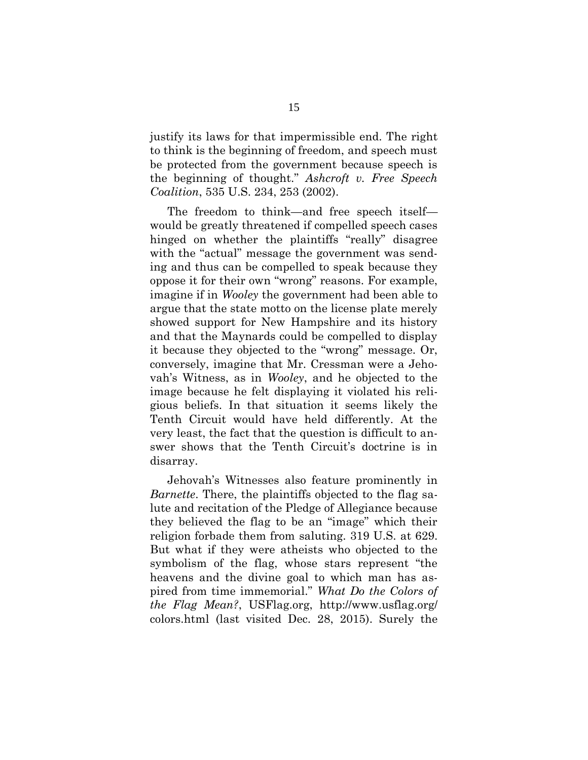justify its laws for that impermissible end. The right to think is the beginning of freedom, and speech must be protected from the government because speech is the beginning of thought." *Ashcroft v. Free Speech Coalition*, 535 U.S. 234, 253 (2002).

The freedom to think—and free speech itself—would be greatly threatened if compelled speech cases hinged on whether the plaintiffs "really" disagree with the "actual" message the government was sending and thus can be compelled to speak because they oppose it for their own "wrong" reasons. For example, imagine if in *Wooley* the government had been able to argue that the state motto on the license plate merely showed support for New Hampshire and its history and that the Maynards could be compelled to display it because they objected to the "wrong" message. Or, conversely, imagine that Mr. Cressman were a Jehovah's Witness, as in *Wooley*, and he objected to the image because he felt displaying it violated his religious beliefs. In that situation it seems likely the Tenth Circuit would have held differently. At the very least, the fact that the question is difficult to answer shows that the Tenth Circuit's doctrine is in disarray.

Jehovah's Witnesses also feature prominently in *Barnette*. There, the plaintiffs objected to the flag salute and recitation of the Pledge of Allegiance because they believed the flag to be an "image" which their religion forbade them from saluting. 319 U.S. at 629. But what if they were atheists who objected to the symbolism of the flag, whose stars represent "the heavens and the divine goal to which man has aspired from time immemorial." *What Do the Colors of the Flag Mean?*, USFlag.org, http://www.usflag.org/colors.html (last visited Dec. 28, 2015). Surely the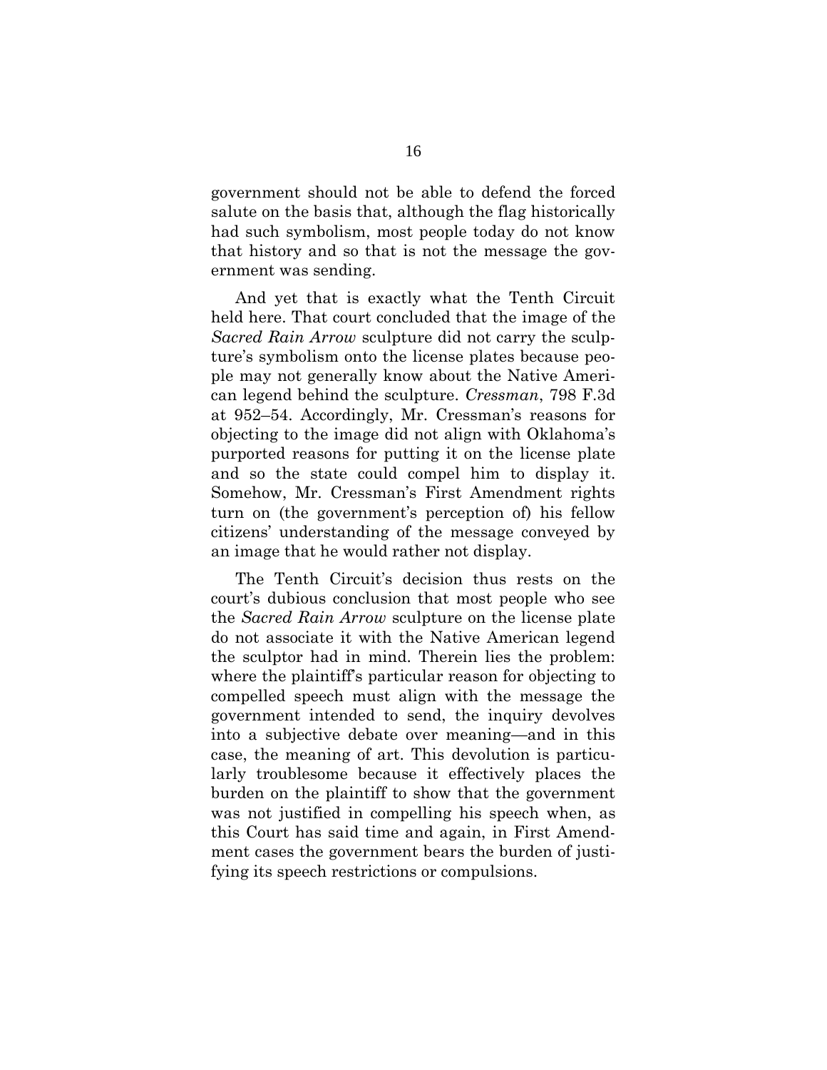government should not be able to defend the forced salute on the basis that, although the flag historically had such symbolism, most people today do not know that history and so that is not the message the government was sending.

And yet that is exactly what the Tenth Circuit held here. That court concluded that the image of the *Sacred Rain Arrow* sculpture did not carry the sculpture's symbolism onto the license plates because people may not generally know about the Native American legend behind the sculpture. *Cressman*, 798 F.3d at 952–54. Accordingly, Mr. Cressman's reasons for objecting to the image did not align with Oklahoma's purported reasons for putting it on the license plate and so the state could compel him to display it. Somehow, Mr. Cressman's First Amendment rights turn on (the government's perception of) his fellow citizens' understanding of the message conveyed by an image that he would rather not display.

The Tenth Circuit's decision thus rests on the court's dubious conclusion that most people who see the *Sacred Rain Arrow* sculpture on the license plate do not associate it with the Native American legend the sculptor had in mind. Therein lies the problem: where the plaintiff's particular reason for objecting to compelled speech must align with the message the government intended to send, the inquiry devolves into a subjective debate over meaning—and in this case, the meaning of art. This devolution is particularly troublesome because it effectively places the burden on the plaintiff to show that the government was not justified in compelling his speech when, as this Court has said time and again, in First Amendment cases the government bears the burden of justifying its speech restrictions or compulsions.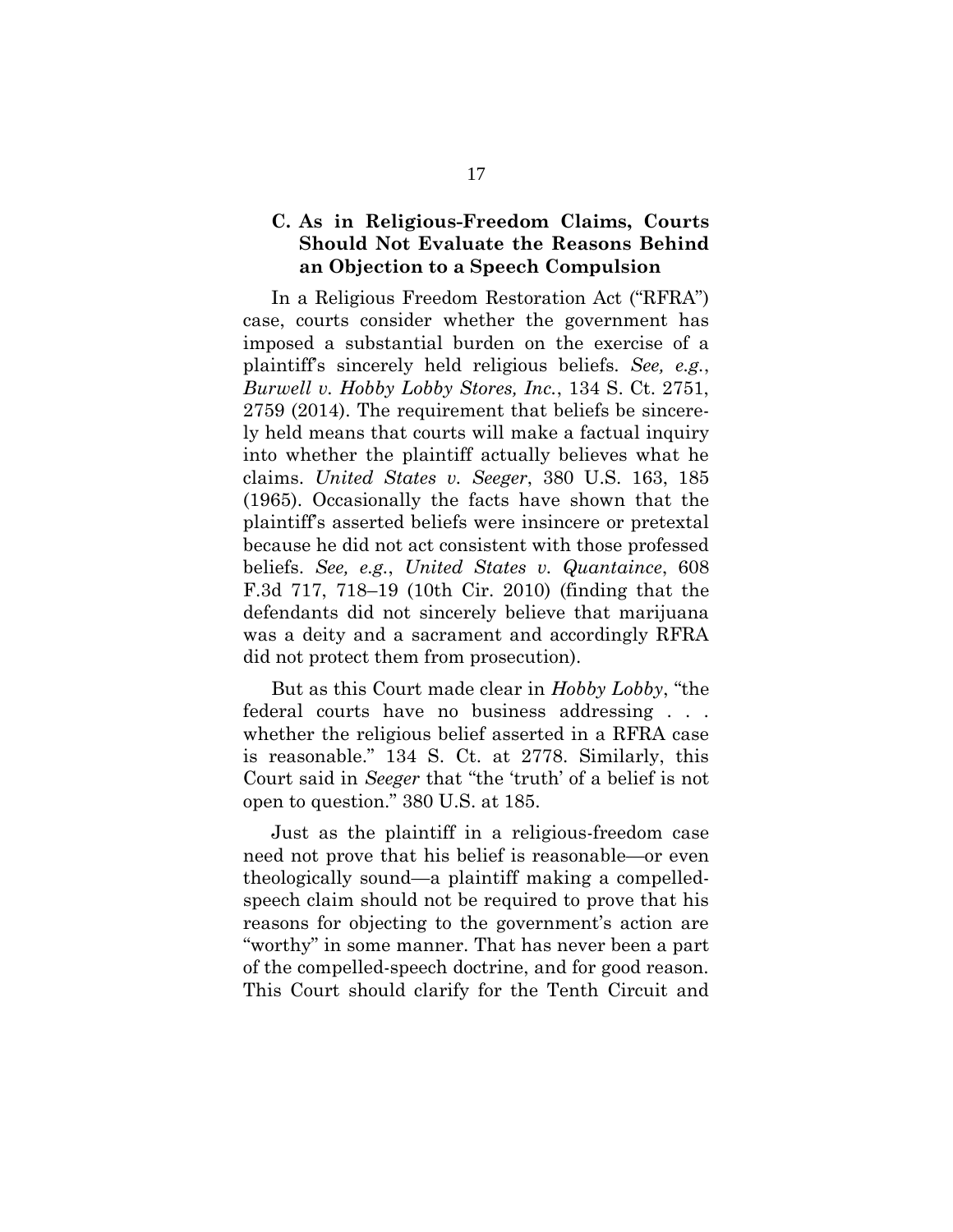### C. As in Religious-Freedom Claims, Courts Should Not Evaluate the Reasons Behind an Objection to a Speech Compulsion

In a Religious Freedom Restoration Act ("RFRA") case, courts consider whether the government has imposed a substantial burden on the exercise of a plaintiff's sincerely held religious beliefs. *See, e.g.*, *Burwell v. Hobby Lobby Stores, Inc.*, 134 S. Ct. 2751, 2759 (2014). The requirement that beliefs be sincerely held means that courts will make a factual inquiry into whether the plaintiff actually believes what he claims. *United States v. Seeger*, 380 U.S. 163, 185 (1965). Occasionally the facts have shown that the plaintiff's asserted beliefs were insincere or pretextal because he did not act consistent with those professed beliefs. *See, e.g.*, *United States v. Quantaince*, 608 F.3d 717, 718–19 (10th Cir. 2010) (finding that the defendants did not sincerely believe that marijuana was a deity and a sacrament and accordingly RFRA did not protect them from prosecution).

But as this Court made clear in *Hobby Lobby*, "the federal courts have no business addressing . . . whether the religious belief asserted in a RFRA case is reasonable." 134 S. Ct. at 2778. Similarly, this Court said in *Seeger* that "the 'truth' of a belief is not open to question." 380 U.S. at 185.

Just as the plaintiff in a religious-freedom case need not prove that his belief is reasonable—or even theologically sound—a plaintiff making a compelled-speech claim should not be required to prove that his reasons for objecting to the government's action are "worthy" in some manner. That has never been a part of the compelled-speech doctrine, and for good reason. This Court should clarify for the Tenth Circuit and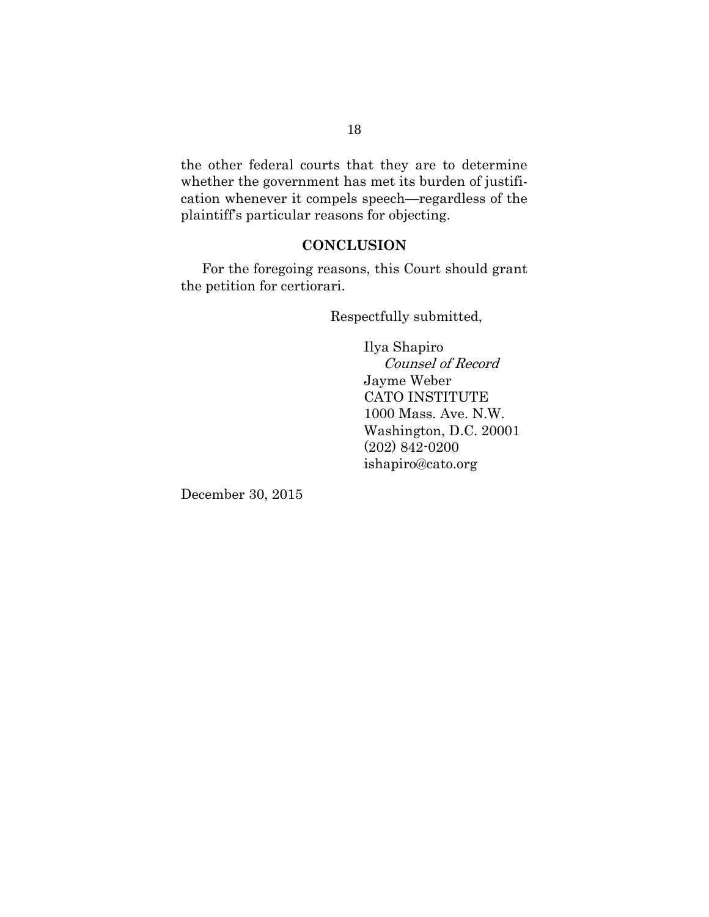the other federal courts that they are to determine whether the government has met its burden of justification whenever it compels speech—regardless of the plaintiff's particular reasons for objecting.

## CONCLUSION

For the foregoing reasons, this Court should grant the petition for certiorari.

Respectfully submitted,

Ilya Shapiro
*Counsel of Record*
Jayme Weber
CATO INSTITUTE
1000 Mass. Ave. N.W.
Washington, D.C. 20001
(202) 842-0200
ishapiro@cato.org

December 30, 2015